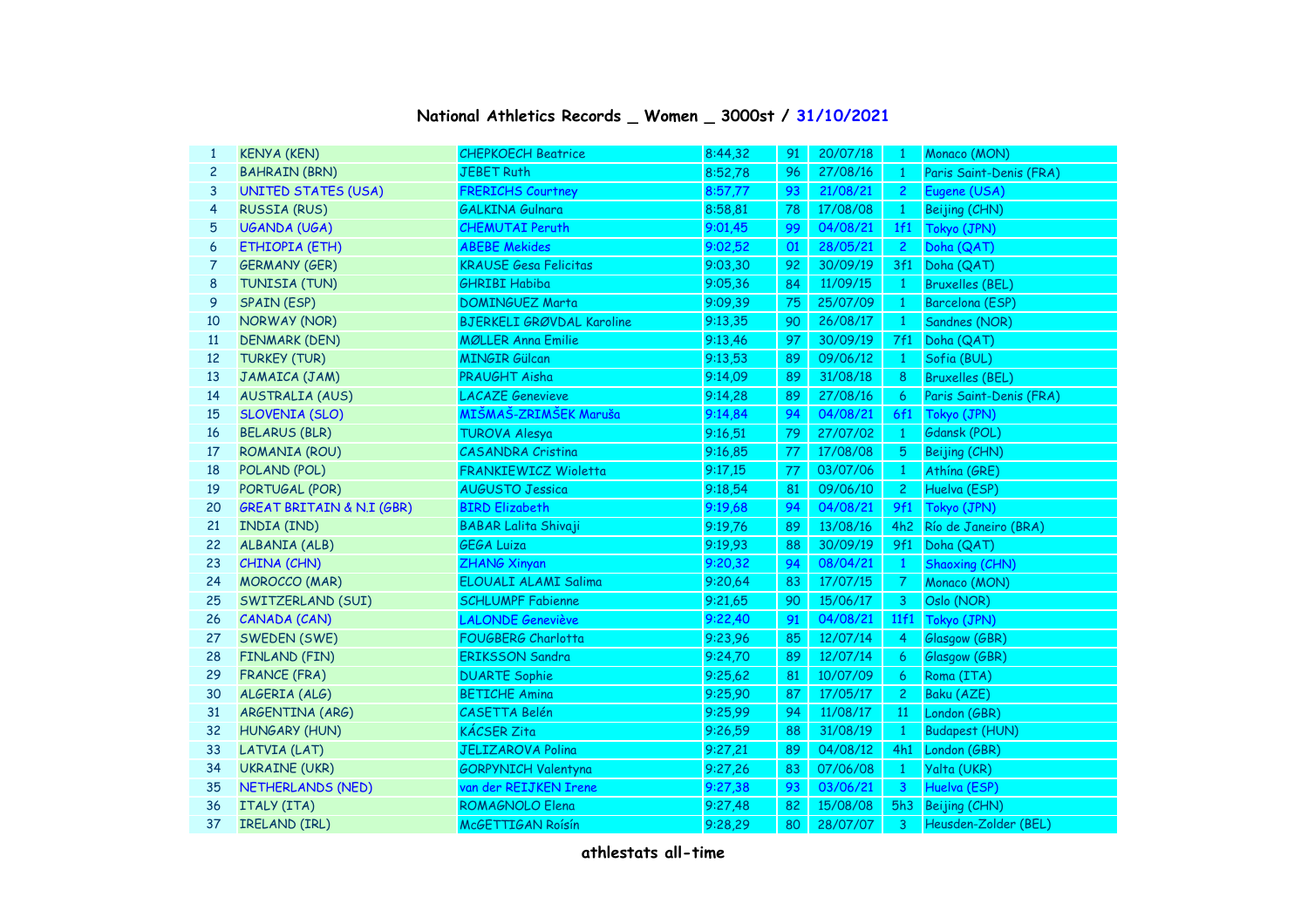# National Athletics Records _ Women _ 3000st / 31/10/2021

| | | | | | | | |
|---|---|---|---|---|---|---|---|
| 1 | KENYA (KEN) | CHEPKOECH Beatrice | 8:44,32 | 91 | 20/07/18 | 1 | Monaco (MON) |
| 2 | BAHRAIN (BRN) | JEBET Ruth | 8:52,78 | 96 | 27/08/16 | 1 | Paris Saint-Denis (FRA) |
| 3 | UNITED STATES (USA) | FRERICHS Courtney | 8:57,77 | 93 | 21/08/21 | 2 | Eugene (USA) |
| 4 | RUSSIA (RUS) | GALKINA Gulnara | 8:58,81 | 78 | 17/08/08 | 1 | Beijing (CHN) |
| 5 | UGANDA (UGA) | CHEMUTAI Peruth | 9:01,45 | 99 | 04/08/21 | 1f1 | Tokyo (JPN) |
| 6 | ETHIOPIA (ETH) | ABEBE Mekides | 9:02,52 | 01 | 28/05/21 | 2 | Doha (QAT) |
| 7 | GERMANY (GER) | KRAUSE Gesa Felicitas | 9:03,30 | 92 | 30/09/19 | 3f1 | Doha (QAT) |
| 8 | TUNISIA (TUN) | GHRIBI Habiba | 9:05,36 | 84 | 11/09/15 | 1 | Bruxelles (BEL) |
| 9 | SPAIN (ESP) | DOMINGUEZ Marta | 9:09,39 | 75 | 25/07/09 | 1 | Barcelona (ESP) |
| 10 | NORWAY (NOR) | BJERKELI GRØVDAL Karoline | 9:13,35 | 90 | 26/08/17 | 1 | Sandnes (NOR) |
| 11 | DENMARK (DEN) | MØLLER Anna Emilie | 9:13,46 | 97 | 30/09/19 | 7f1 | Doha (QAT) |
| 12 | TURKEY (TUR) | MINGIR Gülcan | 9:13,53 | 89 | 09/06/12 | 1 | Sofia (BUL) |
| 13 | JAMAICA (JAM) | PRAUGHT Aisha | 9:14,09 | 89 | 31/08/18 | 8 | Bruxelles (BEL) |
| 14 | AUSTRALIA (AUS) | LACAZE Genevieve | 9:14,28 | 89 | 27/08/16 | 6 | Paris Saint-Denis (FRA) |
| 15 | SLOVENIA (SLO) | MIŠMAŠ-ZRIMŠEK Maruša | 9:14,84 | 94 | 04/08/21 | 6f1 | Tokyo (JPN) |
| 16 | BELARUS (BLR) | TUROVA Alesya | 9:16,51 | 79 | 27/07/02 | 1 | Gdansk (POL) |
| 17 | ROMANIA (ROU) | CASANDRA Cristina | 9:16,85 | 77 | 17/08/08 | 5 | Beijing (CHN) |
| 18 | POLAND (POL) | FRANKIEWICZ Wioletta | 9:17,15 | 77 | 03/07/06 | 1 | Athína (GRE) |
| 19 | PORTUGAL (POR) | AUGUSTO Jessica | 9:18,54 | 81 | 09/06/10 | 2 | Huelva (ESP) |
| 20 | GREAT BRITAIN & N.I (GBR) | BIRD Elizabeth | 9:19,68 | 94 | 04/08/21 | 9f1 | Tokyo (JPN) |
| 21 | INDIA (IND) | BABAR Lalita Shivaji | 9:19,76 | 89 | 13/08/16 | 4h2 | Río de Janeiro (BRA) |
| 22 | ALBANIA (ALB) | GEGA Luiza | 9:19,93 | 88 | 30/09/19 | 9f1 | Doha (QAT) |
| 23 | CHINA (CHN) | ZHANG Xinyan | 9:20,32 | 94 | 08/04/21 | 1 | Shaoxing (CHN) |
| 24 | MOROCCO (MAR) | ELOUALI ALAMI Salima | 9:20,64 | 83 | 17/07/15 | 7 | Monaco (MON) |
| 25 | SWITZERLAND (SUI) | SCHLUMPF Fabienne | 9:21,65 | 90 | 15/06/17 | 3 | Oslo (NOR) |
| 26 | CANADA (CAN) | LALONDE Geneviève | 9:22,40 | 91 | 04/08/21 | 11f1 | Tokyo (JPN) |
| 27 | SWEDEN (SWE) | FOUGBERG Charlotta | 9:23,96 | 85 | 12/07/14 | 4 | Glasgow (GBR) |
| 28 | FINLAND (FIN) | ERIKSSON Sandra | 9:24,70 | 89 | 12/07/14 | 6 | Glasgow (GBR) |
| 29 | FRANCE (FRA) | DUARTE Sophie | 9:25,62 | 81 | 10/07/09 | 6 | Roma (ITA) |
| 30 | ALGERIA (ALG) | BETICHE Amina | 9:25,90 | 87 | 17/05/17 | 2 | Baku (AZE) |
| 31 | ARGENTINA (ARG) | CASETTA Belén | 9:25,99 | 94 | 11/08/17 | 11 | London (GBR) |
| 32 | HUNGARY (HUN) | KÁCSER Zita | 9:26,59 | 88 | 31/08/19 | 1 | Budapest (HUN) |
| 33 | LATVIA (LAT) | JELIZAROVA Polina | 9:27,21 | 89 | 04/08/12 | 4h1 | London (GBR) |
| 34 | UKRAINE (UKR) | GORPYNICH Valentyna | 9:27,26 | 83 | 07/06/08 | 1 | Yalta (UKR) |
| 35 | NETHERLANDS (NED) | van der REIJKEN Irene | 9:27,38 | 93 | 03/06/21 | 3 | Huelva (ESP) |
| 36 | ITALY (ITA) | ROMAGNOLO Elena | 9:27,48 | 82 | 15/08/08 | 5h3 | Beijing (CHN) |
| 37 | IRELAND (IRL) | McGETTIGAN Roísín | 9:28,29 | 80 | 28/07/07 | 3 | Heusden-Zolder (BEL) |

athlestats all-time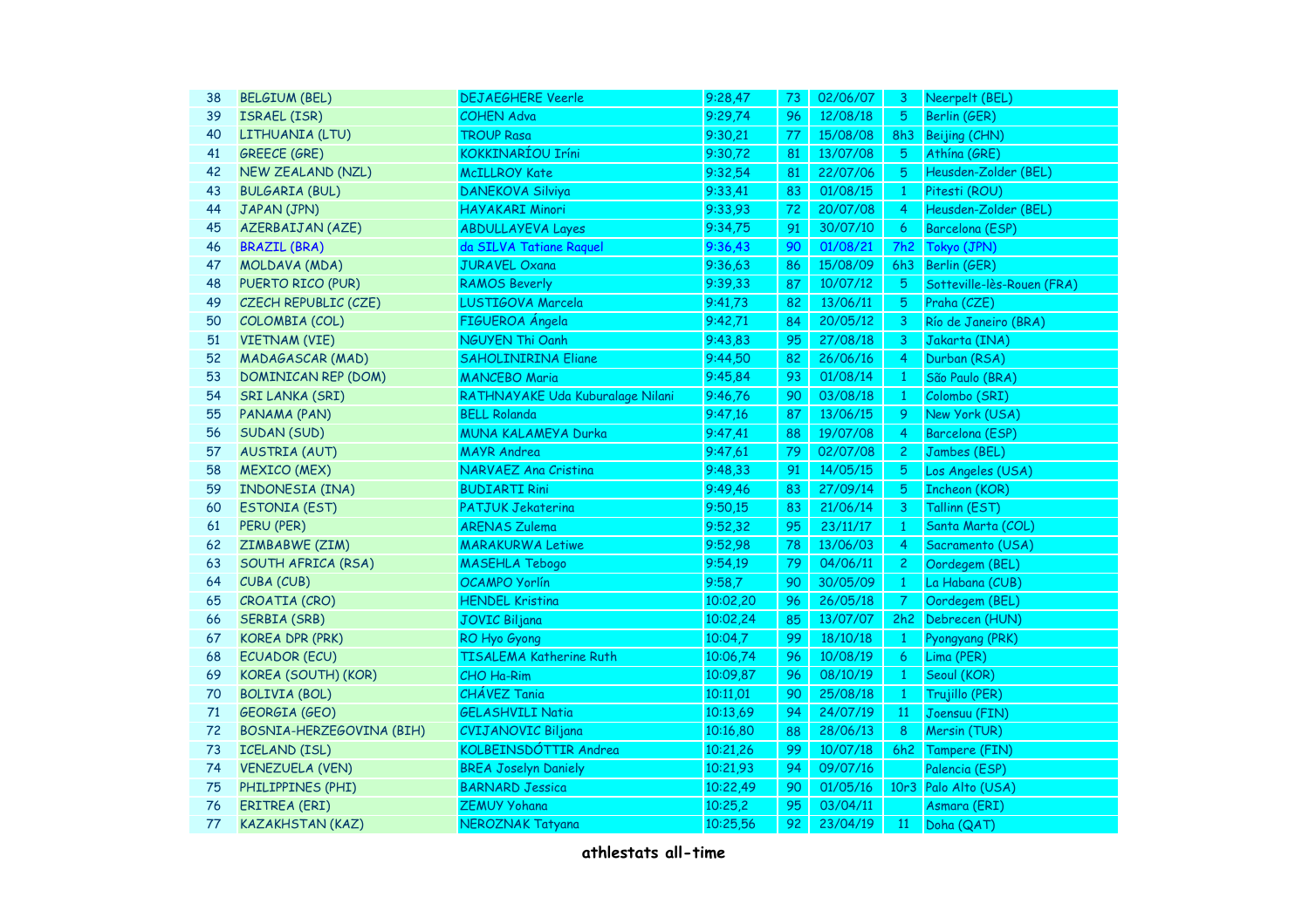| 38 | BELGIUM (BEL) | DEJAEGHERE Veerle | 9:28,47 | 73 | 02/06/07 | 3 | Neerpelt (BEL) |
|---|---|---|---|---|---|---|---|
| 39 | ISRAEL (ISR) | COHEN Adva | 9:29,74 | 96 | 12/08/18 | 5 | Berlin (GER) |
| 40 | LITHUANIA (LTU) | TROUP Rasa | 9:30,21 | 77 | 15/08/08 | 8h3 | Beijing (CHN) |
| 41 | GREECE (GRE) | KOKKINARÍOU Iríni | 9:30,72 | 81 | 13/07/08 | 5 | Athína (GRE) |
| 42 | NEW ZEALAND (NZL) | McILLROY Kate | 9:32,54 | 81 | 22/07/06 | 5 | Heusden-Zolder (BEL) |
| 43 | BULGARIA (BUL) | DANEKOVA Silviya | 9:33,41 | 83 | 01/08/15 | 1 | Pitesti (ROU) |
| 44 | JAPAN (JPN) | HAYAKARI Minori | 9:33,93 | 72 | 20/07/08 | 4 | Heusden-Zolder (BEL) |
| 45 | AZERBAIJAN (AZE) | ABDULLAYEVA Layes | 9:34,75 | 91 | 30/07/10 | 6 | Barcelona (ESP) |
| 46 | BRAZIL (BRA) | da SILVA Tatiane Raquel | 9:36,43 | 90 | 01/08/21 | 7h2 | Tokyo (JPN) |
| 47 | MOLDAVA (MDA) | JURAVEL Oxana | 9:36,63 | 86 | 15/08/09 | 6h3 | Berlin (GER) |
| 48 | PUERTO RICO (PUR) | RAMOS Beverly | 9:39,33 | 87 | 10/07/12 | 5 | Sotteville-lès-Rouen (FRA) |
| 49 | CZECH REPUBLIC (CZE) | LUSTIGOVA Marcela | 9:41,73 | 82 | 13/06/11 | 5 | Praha (CZE) |
| 50 | COLOMBIA (COL) | FIGUEROA Ángela | 9:42,71 | 84 | 20/05/12 | 3 | Río de Janeiro (BRA) |
| 51 | VIETNAM (VIE) | NGUYEN Thi Oanh | 9:43,83 | 95 | 27/08/18 | 3 | Jakarta (INA) |
| 52 | MADAGASCAR (MAD) | SAHOLINIRINA Eliane | 9:44,50 | 82 | 26/06/16 | 4 | Durban (RSA) |
| 53 | DOMINICAN REP (DOM) | MANCEBO Maria | 9:45,84 | 93 | 01/08/14 | 1 | São Paulo (BRA) |
| 54 | SRI LANKA (SRI) | RATHNAYAKE Uda Kuburalage Nilani | 9:46,76 | 90 | 03/08/18 | 1 | Colombo (SRI) |
| 55 | PANAMA (PAN) | BELL Rolanda | 9:47,16 | 87 | 13/06/15 | 9 | New York (USA) |
| 56 | SUDAN (SUD) | MUNA KALAMEYA Durka | 9:47,41 | 88 | 19/07/08 | 4 | Barcelona (ESP) |
| 57 | AUSTRIA (AUT) | MAYR Andrea | 9:47,61 | 79 | 02/07/08 | 2 | Jambes (BEL) |
| 58 | MEXICO (MEX) | NARVAEZ Ana Cristina | 9:48,33 | 91 | 14/05/15 | 5 | Los Angeles (USA) |
| 59 | INDONESIA (INA) | BUDIARTI Rini | 9:49,46 | 83 | 27/09/14 | 5 | Incheon (KOR) |
| 60 | ESTONIA (EST) | PATJUK Jekaterina | 9:50,15 | 83 | 21/06/14 | 3 | Tallinn (EST) |
| 61 | PERU (PER) | ARENAS Zulema | 9:52,32 | 95 | 23/11/17 | 1 | Santa Marta (COL) |
| 62 | ZIMBABWE (ZIM) | MARAKURWA Letiwe | 9:52,98 | 78 | 13/06/03 | 4 | Sacramento (USA) |
| 63 | SOUTH AFRICA (RSA) | MASEHLA Tebogo | 9:54,19 | 79 | 04/06/11 | 2 | Oordegem (BEL) |
| 64 | CUBA (CUB) | OCAMPO Yorlín | 9:58,7 | 90 | 30/05/09 | 1 | La Habana (CUB) |
| 65 | CROATIA (CRO) | HENDEL Kristina | 10:02,20 | 96 | 26/05/18 | 7 | Oordegem (BEL) |
| 66 | SERBIA (SRB) | JOVIC Biljana | 10:02,24 | 85 | 13/07/07 | 2h2 | Debrecen (HUN) |
| 67 | KOREA DPR (PRK) | RO Hyo Gyong | 10:04,7 | 99 | 18/10/18 | 1 | Pyongyang (PRK) |
| 68 | ECUADOR (ECU) | TISALEMA Katherine Ruth | 10:06,74 | 96 | 10/08/19 | 6 | Lima (PER) |
| 69 | KOREA (SOUTH) (KOR) | CHO Ha-Rim | 10:09,87 | 96 | 08/10/19 | 1 | Seoul (KOR) |
| 70 | BOLIVIA (BOL) | CHÁVEZ Tania | 10:11,01 | 90 | 25/08/18 | 1 | Trujillo (PER) |
| 71 | GEORGIA (GEO) | GELASHVILI Natia | 10:13,69 | 94 | 24/07/19 | 11 | Joensuu (FIN) |
| 72 | BOSNIA-HERZEGOVINA (BIH) | CVIJANOVIC Biljana | 10:16,80 | 88 | 28/06/13 | 8 | Mersin (TUR) |
| 73 | ICELAND (ISL) | KOLBEINSDÓTTIR Andrea | 10:21,26 | 99 | 10/07/18 | 6h2 | Tampere (FIN) |
| 74 | VENEZUELA (VEN) | BREA Joselyn Daniely | 10:21,93 | 94 | 09/07/16 | | Palencia (ESP) |
| 75 | PHILIPPINES (PHI) | BARNARD Jessica | 10:22,49 | 90 | 01/05/16 | 10r3 | Palo Alto (USA) |
| 76 | ERITREA (ERI) | ZEMUY Yohana | 10:25,2 | 95 | 03/04/11 | | Asmara (ERI) |
| 77 | KAZAKHSTAN (KAZ) | NEROZNAK Tatyana | 10:25,56 | 92 | 23/04/19 | 11 | Doha (QAT) |

**athlestats all-time**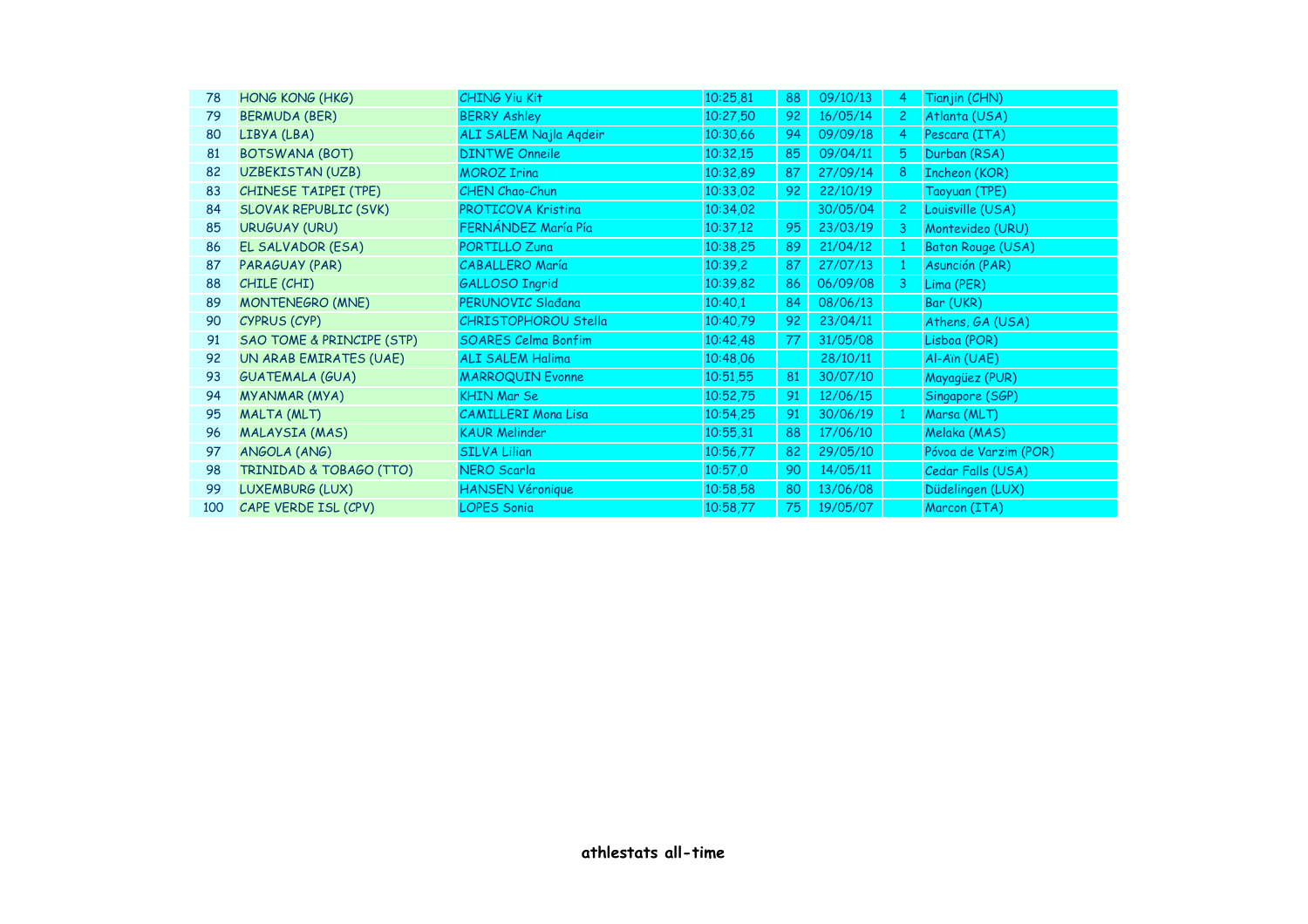| | | | | | | | |
|---|---|---|---|---|---|---|---|
| 78 | HONG KONG (HKG) | CHING Yiu Kit | 10:25,81 | 88 | 09/10/13 | 4 | Tianjin (CHN) |
| 79 | BERMUDA (BER) | BERRY Ashley | 10:27,50 | 92 | 16/05/14 | 2 | Atlanta (USA) |
| 80 | LIBYA (LBA) | ALI SALEM Najla Aqdeir | 10:30,66 | 94 | 09/09/18 | 4 | Pescara (ITA) |
| 81 | BOTSWANA (BOT) | DINTWE Onneile | 10:32,15 | 85 | 09/04/11 | 5 | Durban (RSA) |
| 82 | UZBEKISTAN (UZB) | MOROZ Irina | 10:32,89 | 87 | 27/09/14 | 8 | Incheon (KOR) |
| 83 | CHINESE TAIPEI (TPE) | CHEN Chao-Chun | 10:33,02 | 92 | 22/10/19 | | Taoyuan (TPE) |
| 84 | SLOVAK REPUBLIC (SVK) | PROTICOVA Kristina | 10:34,02 | | 30/05/04 | 2 | Louisville (USA) |
| 85 | URUGUAY (URU) | FERNÁNDEZ María Pía | 10:37,12 | 95 | 23/03/19 | 3 | Montevideo (URU) |
| 86 | EL SALVADOR (ESA) | PORTILLO Zuna | 10:38,25 | 89 | 21/04/12 | 1 | Baton Rouge (USA) |
| 87 | PARAGUAY (PAR) | CABALLERO María | 10:39,2 | 87 | 27/07/13 | 1 | Asunción (PAR) |
| 88 | CHILE (CHI) | GALLOSO Ingrid | 10:39,82 | 86 | 06/09/08 | 3 | Lima (PER) |
| 89 | MONTENEGRO (MNE) | PERUNOVIC Slađana | 10:40,1 | 84 | 08/06/13 | | Bar (UKR) |
| 90 | CYPRUS (CYP) | CHRISTOPHOROU Stella | 10:40,79 | 92 | 23/04/11 | | Athens, GA (USA) |
| 91 | SAO TOME & PRINCIPE (STP) | SOARES Celma Bonfim | 10:42,48 | 77 | 31/05/08 | | Lisboa (POR) |
| 92 | UN ARAB EMIRATES (UAE) | ALI SALEM Halima | 10:48,06 | | 28/10/11 | | Al-Ain (UAE) |
| 93 | GUATEMALA (GUA) | MARROQUIN Evonne | 10:51,55 | 81 | 30/07/10 | | Mayagüez (PUR) |
| 94 | MYANMAR (MYA) | KHIN Mar Se | 10:52,75 | 91 | 12/06/15 | | Singapore (SGP) |
| 95 | MALTA (MLT) | CAMILLERI Mona Lisa | 10:54,25 | 91 | 30/06/19 | 1 | Marsa (MLT) |
| 96 | MALAYSIA (MAS) | KAUR Melinder | 10:55,31 | 88 | 17/06/10 | | Melaka (MAS) |
| 97 | ANGOLA (ANG) | SILVA Lilian | 10:56,77 | 82 | 29/05/10 | | Póvoa de Varzim (POR) |
| 98 | TRINIDAD & TOBAGO (TTO) | NERO Scarla | 10:57,0 | 90 | 14/05/11 | | Cedar Falls (USA) |
| 99 | LUXEMBURG (LUX) | HANSEN Véronique | 10:58,58 | 80 | 13/06/08 | | Düdelingen (LUX) |
| 100 | CAPE VERDE ISL (CPV) | LOPES Sonia | 10:58,77 | 75 | 19/05/07 | | Marcon (ITA) |

**athlestats all-time**